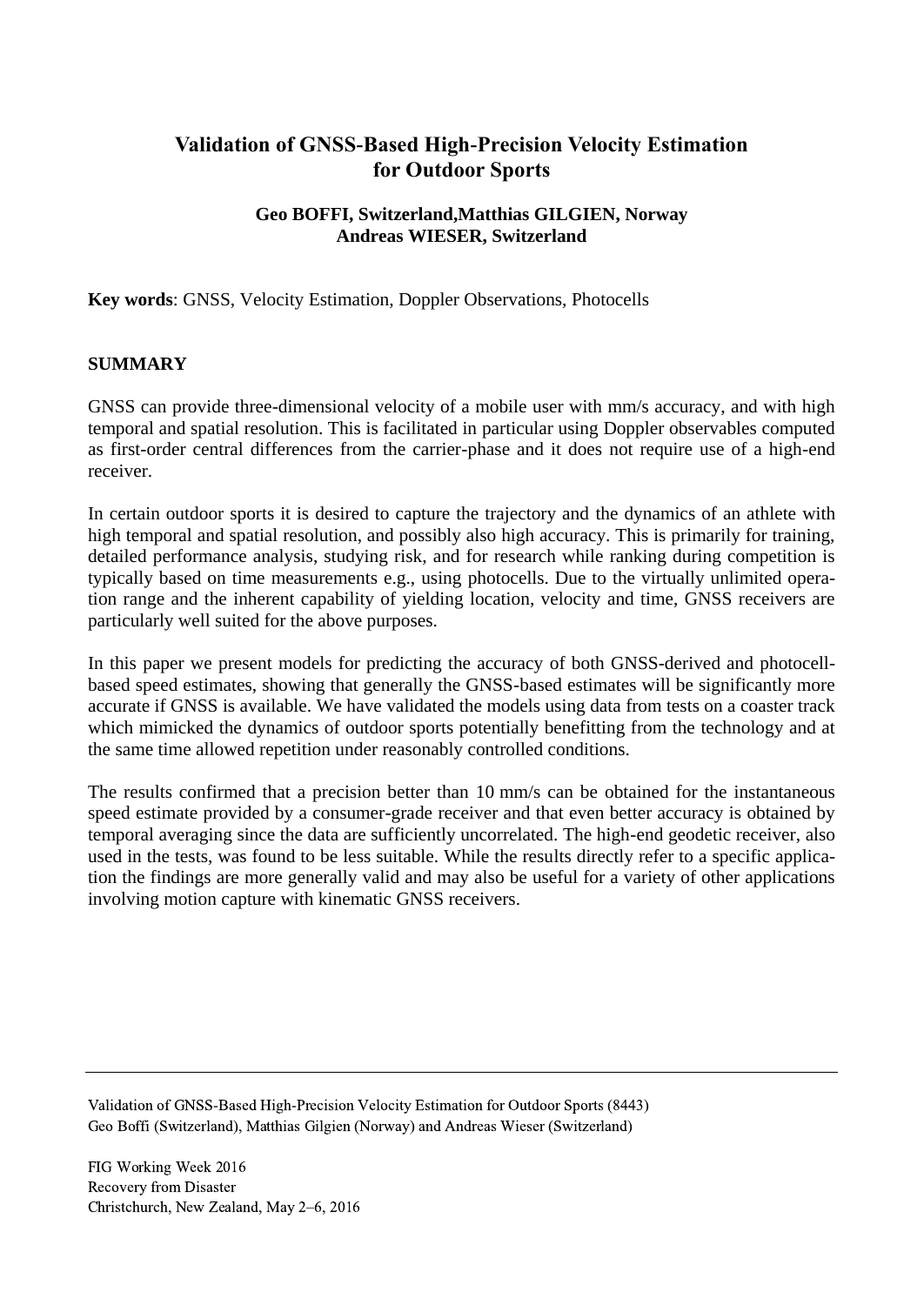# Validation of GNSS-Based High-Precision Velocity Estimation for Outdoor Sports

**Geo BOFFI, Switzerland,Matthias GILGIEN, Norway**
**Andreas WIESER, Switzerland**

**Key words**: GNSS, Velocity Estimation, Doppler Observations, Photocells

## SUMMARY

GNSS can provide three-dimensional velocity of a mobile user with mm/s accuracy, and with high temporal and spatial resolution. This is facilitated in particular using Doppler observables computed as first-order central differences from the carrier-phase and it does not require use of a high-end receiver.

In certain outdoor sports it is desired to capture the trajectory and the dynamics of an athlete with high temporal and spatial resolution, and possibly also high accuracy. This is primarily for training, detailed performance analysis, studying risk, and for research while ranking during competition is typically based on time measurements e.g., using photocells. Due to the virtually unlimited operation range and the inherent capability of yielding location, velocity and time, GNSS receivers are particularly well suited for the above purposes.

In this paper we present models for predicting the accuracy of both GNSS-derived and photocell-based speed estimates, showing that generally the GNSS-based estimates will be significantly more accurate if GNSS is available. We have validated the models using data from tests on a coaster track which mimicked the dynamics of outdoor sports potentially benefitting from the technology and at the same time allowed repetition under reasonably controlled conditions.

The results confirmed that a precision better than 10 mm/s can be obtained for the instantaneous speed estimate provided by a consumer-grade receiver and that even better accuracy is obtained by temporal averaging since the data are sufficiently uncorrelated. The high-end geodetic receiver, also used in the tests, was found to be less suitable. While the results directly refer to a specific application the findings are more generally valid and may also be useful for a variety of other applications involving motion capture with kinematic GNSS receivers.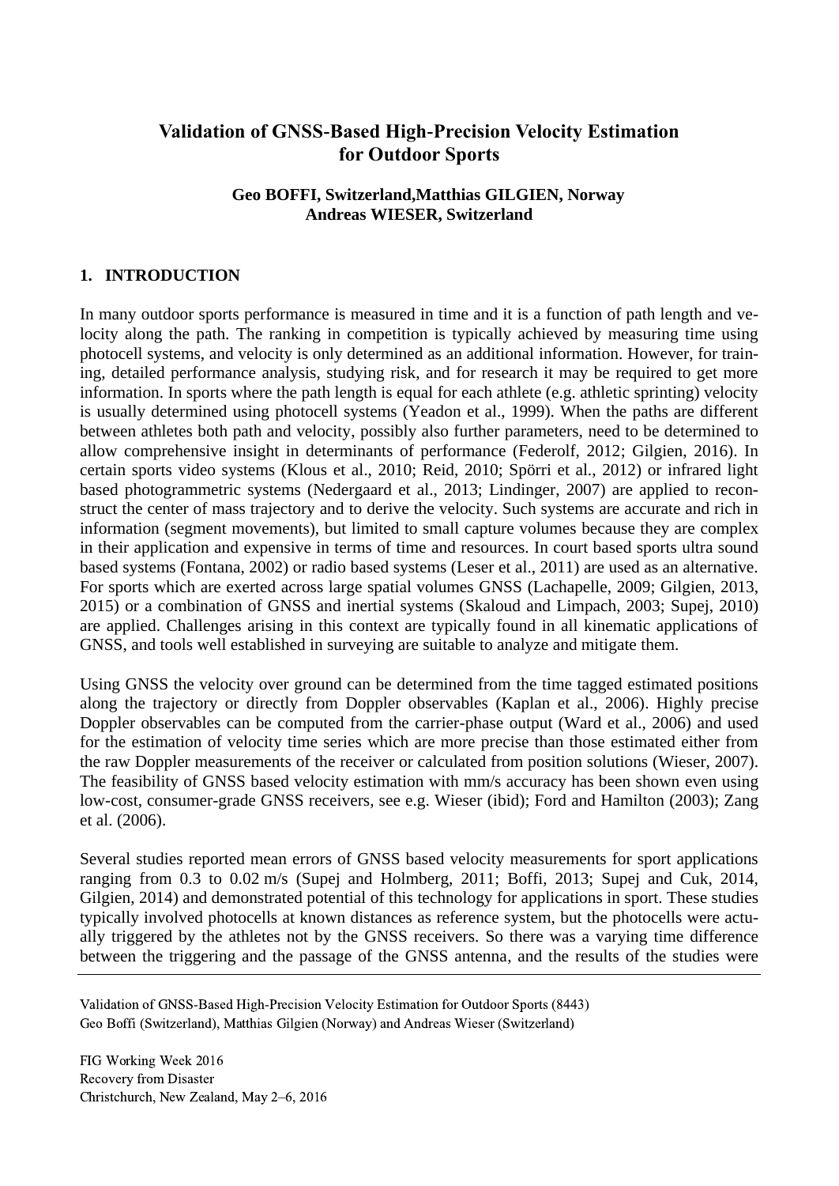# Validation of GNSS-Based High-Precision Velocity Estimation for Outdoor Sports

**Geo BOFFI, Switzerland,Matthias GILGIEN, Norway**
**Andreas WIESER, Switzerland**

## 1. INTRODUCTION

In many outdoor sports performance is measured in time and it is a function of path length and velocity along the path. The ranking in competition is typically achieved by measuring time using photocell systems, and velocity is only determined as an additional information. However, for training, detailed performance analysis, studying risk, and for research it may be required to get more information. In sports where the path length is equal for each athlete (e.g. athletic sprinting) velocity is usually determined using photocell systems (Yeadon et al., 1999). When the paths are different between athletes both path and velocity, possibly also further parameters, need to be determined to allow comprehensive insight in determinants of performance (Federolf, 2012; Gilgien, 2016). In certain sports video systems (Klous et al., 2010; Reid, 2010; Spörri et al., 2012) or infrared light based photogrammetric systems (Nedergaard et al., 2013; Lindinger, 2007) are applied to reconstruct the center of mass trajectory and to derive the velocity. Such systems are accurate and rich in information (segment movements), but limited to small capture volumes because they are complex in their application and expensive in terms of time and resources. In court based sports ultra sound based systems (Fontana, 2002) or radio based systems (Leser et al., 2011) are used as an alternative. For sports which are exerted across large spatial volumes GNSS (Lachapelle, 2009; Gilgien, 2013, 2015) or a combination of GNSS and inertial systems (Skaloud and Limpach, 2003; Supej, 2010) are applied. Challenges arising in this context are typically found in all kinematic applications of GNSS, and tools well established in surveying are suitable to analyze and mitigate them.

Using GNSS the velocity over ground can be determined from the time tagged estimated positions along the trajectory or directly from Doppler observables (Kaplan et al., 2006). Highly precise Doppler observables can be computed from the carrier-phase output (Ward et al., 2006) and used for the estimation of velocity time series which are more precise than those estimated either from the raw Doppler measurements of the receiver or calculated from position solutions (Wieser, 2007). The feasibility of GNSS based velocity estimation with mm/s accuracy has been shown even using low-cost, consumer-grade GNSS receivers, see e.g. Wieser (ibid); Ford and Hamilton (2003); Zang et al. (2006).

Several studies reported mean errors of GNSS based velocity measurements for sport applications ranging from 0.3 to 0.02 m/s (Supej and Holmberg, 2011; Boffi, 2013; Supej and Cuk, 2014, Gilgien, 2014) and demonstrated potential of this technology for applications in sport. These studies typically involved photocells at known distances as reference system, but the photocells were actually triggered by the athletes not by the GNSS receivers. So there was a varying time difference between the triggering and the passage of the GNSS antenna, and the results of the studies were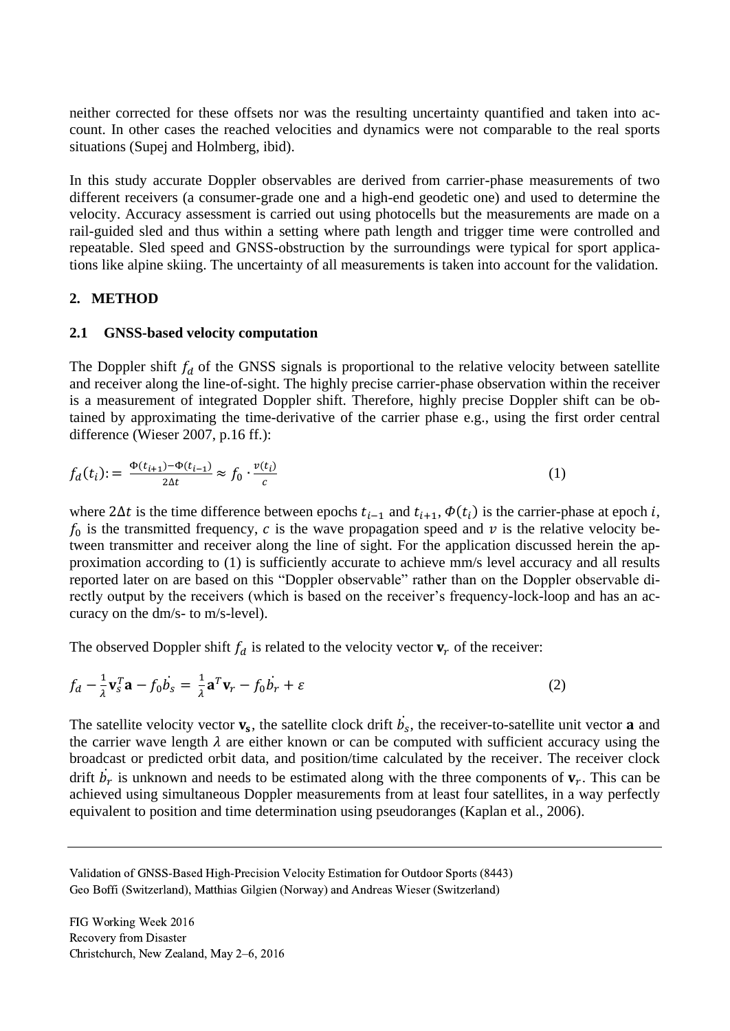neither corrected for these offsets nor was the resulting uncertainty quantified and taken into account. In other cases the reached velocities and dynamics were not comparable to the real sports situations (Supej and Holmberg, ibid).

In this study accurate Doppler observables are derived from carrier-phase measurements of two different receivers (a consumer-grade one and a high-end geodetic one) and used to determine the velocity. Accuracy assessment is carried out using photocells but the measurements are made on a rail-guided sled and thus within a setting where path length and trigger time were controlled and repeatable. Sled speed and GNSS-obstruction by the surroundings were typical for sport applications like alpine skiing. The uncertainty of all measurements is taken into account for the validation.

## 2. METHOD

### 2.1 GNSS-based velocity computation

The Doppler shift $f_d$ of the GNSS signals is proportional to the relative velocity between satellite and receiver along the line-of-sight. The highly precise carrier-phase observation within the receiver is a measurement of integrated Doppler shift. Therefore, highly precise Doppler shift can be obtained by approximating the time-derivative of the carrier phase e.g., using the first order central difference (Wieser 2007, p.16 ff.):

$$f_d(t_i) := \frac{\Phi(t_{i+1}) - \Phi(t_{i-1})}{2\Delta t} \approx f_0 \cdot \frac{v(t_i)}{c} \tag{1}$$

where $2\Delta t$ is the time difference between epochs $t_{i-1}$ and $t_{i+1}$, $\Phi(t_i)$ is the carrier-phase at epoch $i$, $f_0$ is the transmitted frequency, $c$ is the wave propagation speed and $v$ is the relative velocity between transmitter and receiver along the line of sight. For the application discussed herein the approximation according to (1) is sufficiently accurate to achieve mm/s level accuracy and all results reported later on are based on this "Doppler observable" rather than on the Doppler observable directly output by the receivers (which is based on the receiver's frequency-lock-loop and has an accuracy on the dm/s- to m/s-level).

The observed Doppler shift $f_d$ is related to the velocity vector $\mathbf{v}_r$ of the receiver:

$$f_d - \frac{1}{\lambda}\mathbf{v}_s^T\mathbf{a} - f_0\dot{b_s} = \frac{1}{\lambda}\mathbf{a}^T\mathbf{v}_r - f_0\dot{b_r} + \varepsilon \tag{2}$$

The satellite velocity vector $\mathbf{v_s}$, the satellite clock drift $\dot{b_s}$, the receiver-to-satellite unit vector $\mathbf{a}$ and the carrier wave length $\lambda$ are either known or can be computed with sufficient accuracy using the broadcast or predicted orbit data, and position/time calculated by the receiver. The receiver clock drift $\dot{b_r}$ is unknown and needs to be estimated along with the three components of $\mathbf{v}_r$. This can be achieved using simultaneous Doppler measurements from at least four satellites, in a way perfectly equivalent to position and time determination using pseudoranges (Kaplan et al., 2006).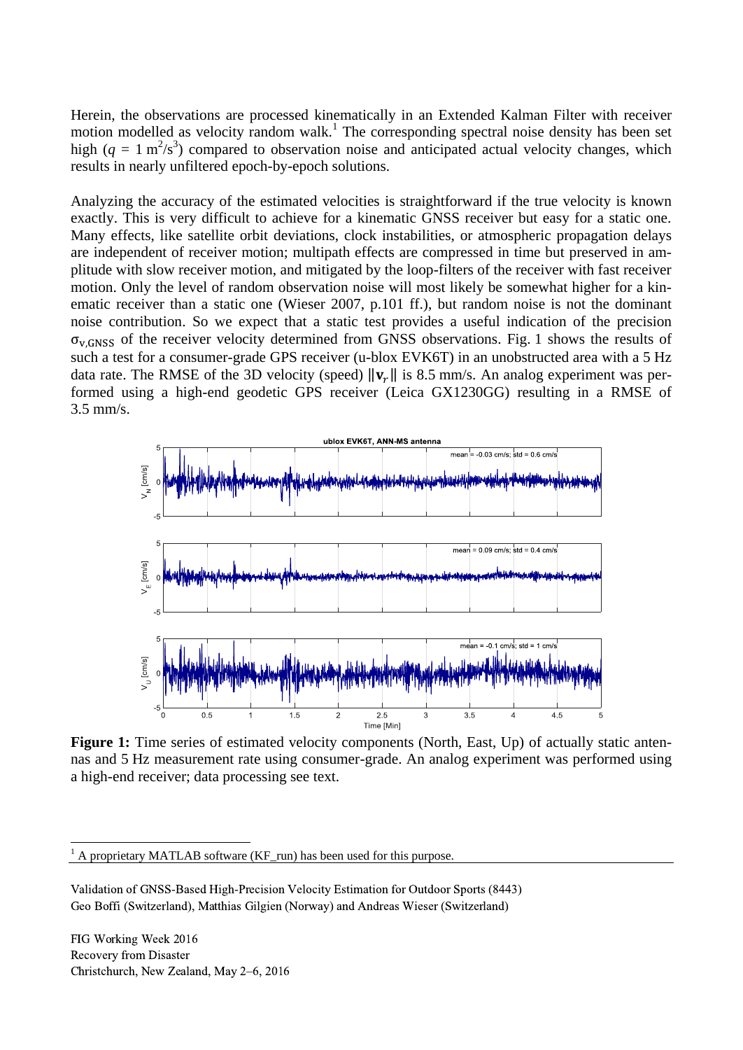Herein, the observations are processed kinematically in an Extended Kalman Filter with receiver motion modelled as velocity random walk.[1] The corresponding spectral noise density has been set high ($q$ = 1 $m^2/s^3$) compared to observation noise and anticipated actual velocity changes, which results in nearly unfiltered epoch-by-epoch solutions.

Analyzing the accuracy of the estimated velocities is straightforward if the true velocity is known exactly. This is very difficult to achieve for a kinematic GNSS receiver but easy for a static one. Many effects, like satellite orbit deviations, clock instabilities, or atmospheric propagation delays are independent of receiver motion; multipath effects are compressed in time but preserved in amplitude with slow receiver motion, and mitigated by the loop-filters of the receiver with fast receiver motion. Only the level of random observation noise will most likely be somewhat higher for a kinematic receiver than a static one (Wieser 2007, p.101 ff.), but random noise is not the dominant noise contribution. So we expect that a static test provides a useful indication of the precision $\sigma_{v,GNSS}$ of the receiver velocity determined from GNSS observations. Fig. 1 shows the results of such a test for a consumer-grade GPS receiver (u-blox EVK6T) in an unobstructed area with a 5 Hz data rate. The RMSE of the 3D velocity (speed) $\|\mathbf{v}_r\|$ is 8.5 mm/s. An analog experiment was performed using a high-end geodetic GPS receiver (Leica GX1230GG) resulting in a RMSE of 3.5 mm/s.

**Figure 1:** Time series of estimated velocity components (North, East, Up) of actually static antennas and 5 Hz measurement rate using consumer-grade. An analog experiment was performed using a high-end receiver; data processing see text.

[1] A proprietary MATLAB software (KF_run) has been used for this purpose.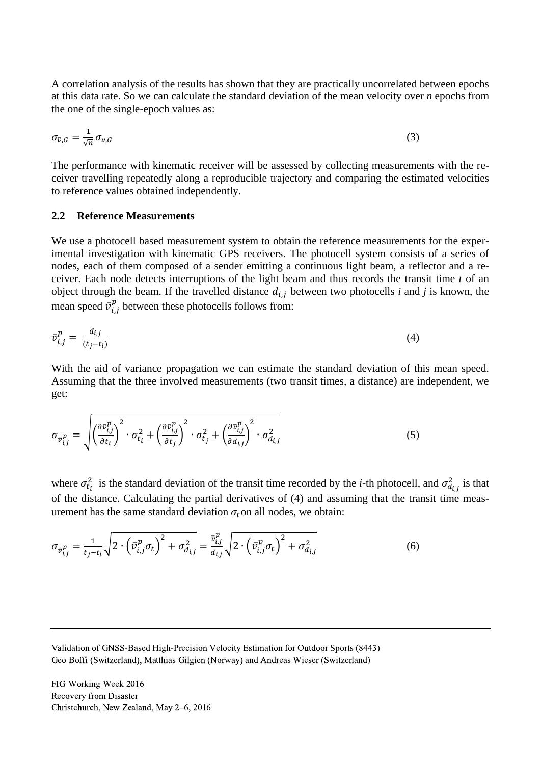A correlation analysis of the results has shown that they are practically uncorrelated between epochs at this data rate. So we can calculate the standard deviation of the mean velocity over *n* epochs from the one of the single-epoch values as:

$$\sigma_{\bar{v},G} = \frac{1}{\sqrt{n}} \sigma_{v,G} \tag{3}$$

The performance with kinematic receiver will be assessed by collecting measurements with the receiver travelling repeatedly along a reproducible trajectory and comparing the estimated velocities to reference values obtained independently.

### 2.2 Reference Measurements

We use a photocell based measurement system to obtain the reference measurements for the experimental investigation with kinematic GPS receivers. The photocell system consists of a series of nodes, each of them composed of a sender emitting a continuous light beam, a reflector and a receiver. Each node detects interruptions of the light beam and thus records the transit time $t$ of an object through the beam. If the travelled distance $d_{i,j}$ between two photocells $i$ and $j$ is known, the mean speed $\bar{v}_{i,j}^{p}$ between these photocells follows from:

$$\bar{v}_{i,j}^{p} = \frac{d_{i,j}}{(t_j - t_i)} \tag{4}$$

With the aid of variance propagation we can estimate the standard deviation of this mean speed. Assuming that the three involved measurements (two transit times, a distance) are independent, we get:

$$\sigma_{\bar{v}_{i,j}^{p}} = \sqrt{\left(\frac{\partial \bar{v}_{i,j}^{p}}{\partial t_i}\right)^2 \cdot \sigma_{t_i}^2 + \left(\frac{\partial \bar{v}_{i,j}^{p}}{\partial t_j}\right)^2 \cdot \sigma_{t_j}^2 + \left(\frac{\partial \bar{v}_{i,j}^{p}}{\partial d_{i,j}}\right)^2 \cdot \sigma_{d_{i,j}}^2} \tag{5}$$

where $\sigma_{t_i}^2$ is the standard deviation of the transit time recorded by the *i*-th photocell, and $\sigma_{d_{i,j}}^2$ is that of the distance. Calculating the partial derivatives of (4) and assuming that the transit time measurement has the same standard deviation $\sigma_t$ on all nodes, we obtain:

$$\sigma_{\bar{v}_{i,j}^{p}} = \frac{1}{t_j - t_i} \sqrt{2 \cdot \left(\bar{v}_{i,j}^{p} \sigma_t\right)^2 + \sigma_{d_{i,j}}^2} = \frac{\bar{v}_{i,j}^{p}}{d_{i,j}} \sqrt{2 \cdot \left(\bar{v}_{i,j}^{p} \sigma_t\right)^2 + \sigma_{d_{i,j}}^2} \tag{6}$$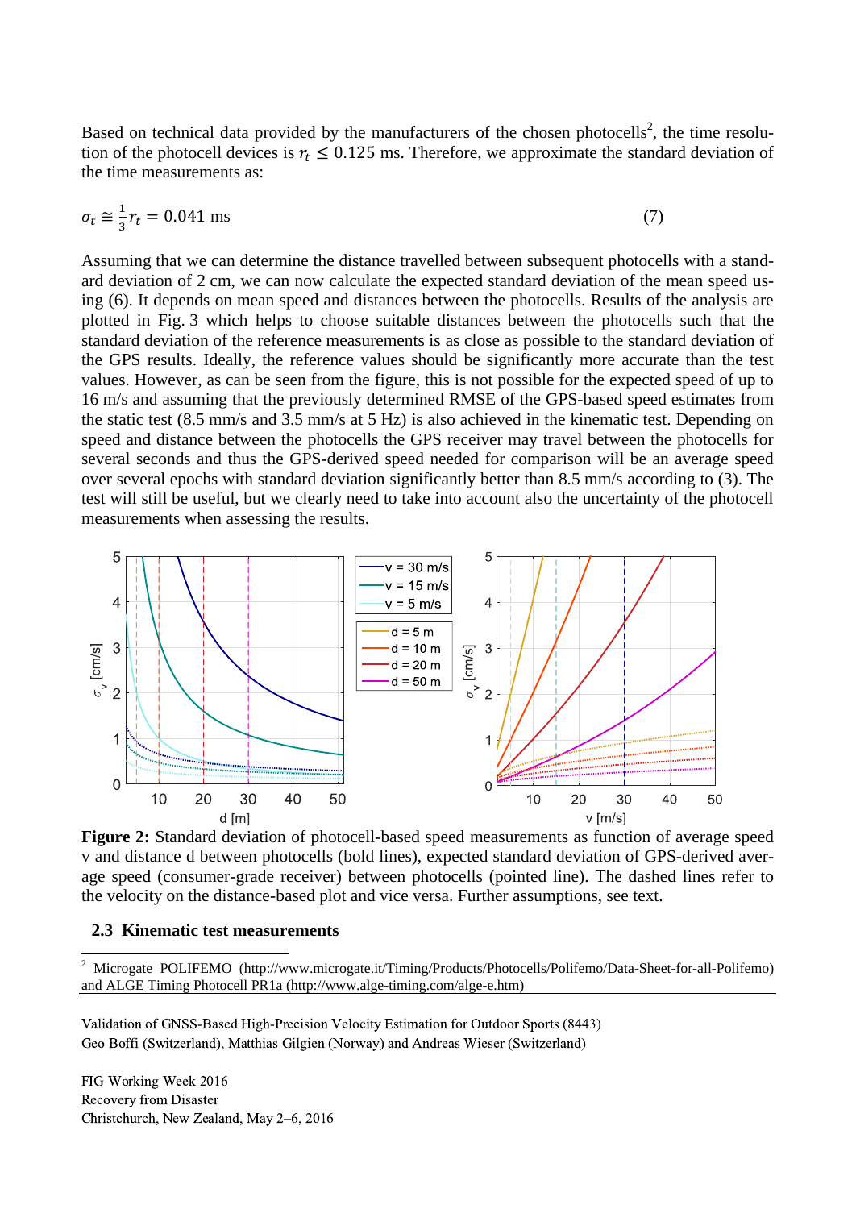Based on technical data provided by the manufacturers of the chosen photocells[2], the time resolution of the photocell devices is $r_t \leq 0.125$ ms. Therefore, we approximate the standard deviation of the time measurements as:

$$\sigma_t \cong \frac{1}{3} r_t = 0.041 \text{ ms} \tag{7}$$

Assuming that we can determine the distance travelled between subsequent photocells with a standard deviation of 2 cm, we can now calculate the expected standard deviation of the mean speed using (6). It depends on mean speed and distances between the photocells. Results of the analysis are plotted in Fig. 3 which helps to choose suitable distances between the photocells such that the standard deviation of the reference measurements is as close as possible to the standard deviation of the GPS results. Ideally, the reference values should be significantly more accurate than the test values. However, as can be seen from the figure, this is not possible for the expected speed of up to 16 m/s and assuming that the previously determined RMSE of the GPS-based speed estimates from the static test (8.5 mm/s and 3.5 mm/s at 5 Hz) is also achieved in the kinematic test. Depending on speed and distance between the photocells the GPS receiver may travel between the photocells for several seconds and thus the GPS-derived speed needed for comparison will be an average speed over several epochs with standard deviation significantly better than 8.5 mm/s according to (3). The test will still be useful, but we clearly need to take into account also the uncertainty of the photocell measurements when assessing the results.

**Figure 2:** Standard deviation of photocell-based speed measurements as function of average speed v and distance d between photocells (bold lines), expected standard deviation of GPS-derived average speed (consumer-grade receiver) between photocells (pointed line). The dashed lines refer to the velocity on the distance-based plot and vice versa. Further assumptions, see text.

## 2.3 Kinematic test measurements

[2] Microgate POLIFEMO (http://www.microgate.it/Timing/Products/Photocells/Polifemo/Data-Sheet-for-all-Polifemo) and ALGE Timing Photocell PR1a (http://www.alge-timing.com/alge-e.htm)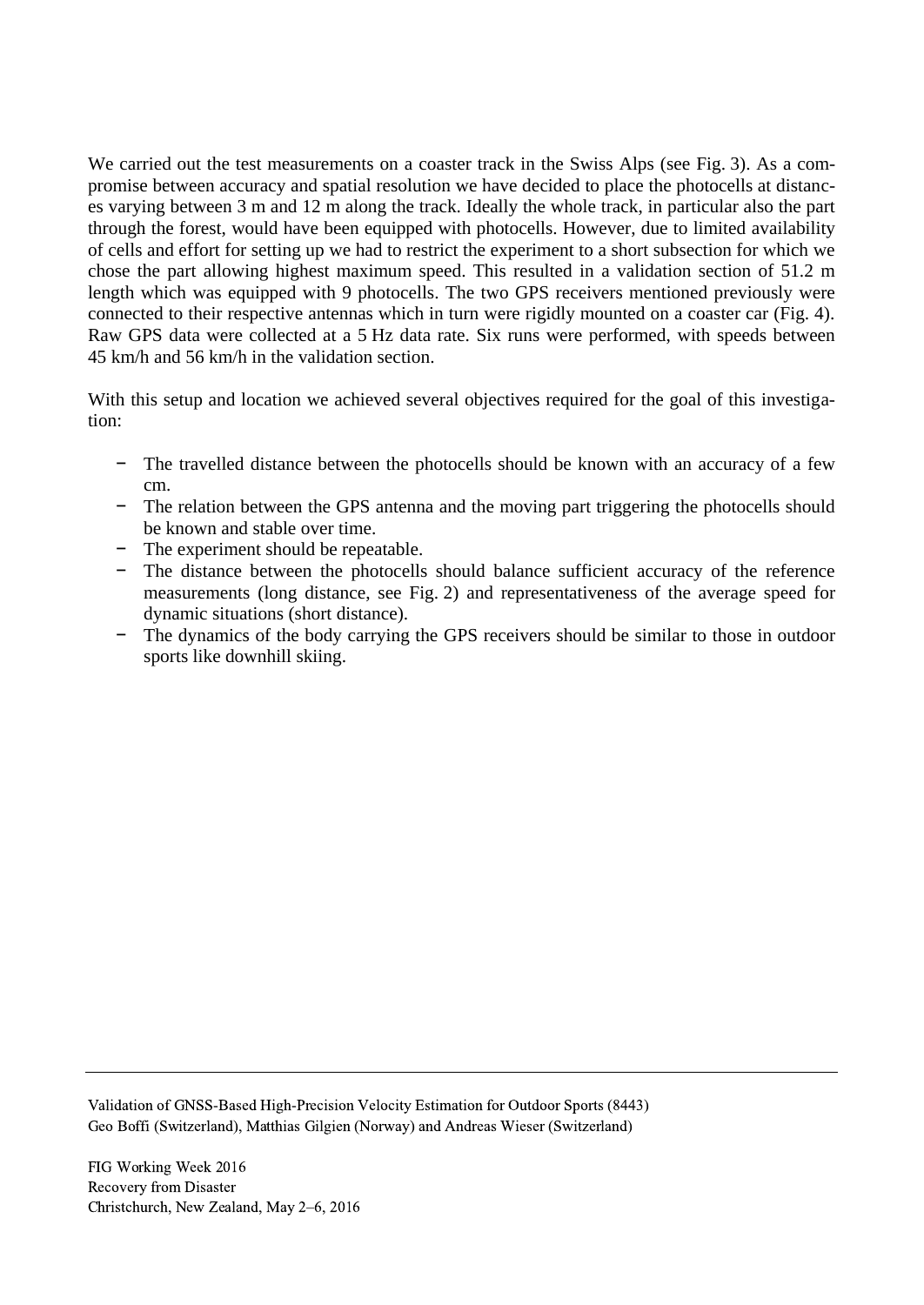We carried out the test measurements on a coaster track in the Swiss Alps (see Fig. 3). As a compromise between accuracy and spatial resolution we have decided to place the photocells at distances varying between 3 m and 12 m along the track. Ideally the whole track, in particular also the part through the forest, would have been equipped with photocells. However, due to limited availability of cells and effort for setting up we had to restrict the experiment to a short subsection for which we chose the part allowing highest maximum speed. This resulted in a validation section of 51.2 m length which was equipped with 9 photocells. The two GPS receivers mentioned previously were connected to their respective antennas which in turn were rigidly mounted on a coaster car (Fig. 4). Raw GPS data were collected at a 5 Hz data rate. Six runs were performed, with speeds between 45 km/h and 56 km/h in the validation section.

With this setup and location we achieved several objectives required for the goal of this investigation:

- The travelled distance between the photocells should be known with an accuracy of a few cm.
- The relation between the GPS antenna and the moving part triggering the photocells should be known and stable over time.
- The experiment should be repeatable.
- The distance between the photocells should balance sufficient accuracy of the reference measurements (long distance, see Fig. 2) and representativeness of the average speed for dynamic situations (short distance).
- The dynamics of the body carrying the GPS receivers should be similar to those in outdoor sports like downhill skiing.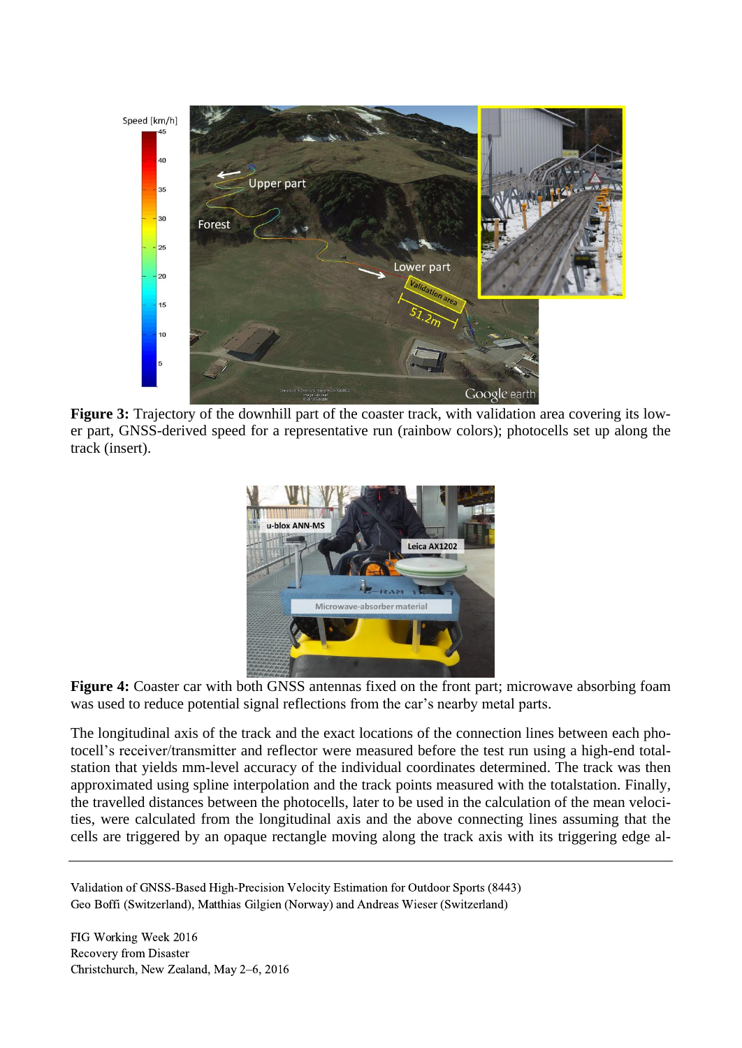**Figure 3:** Trajectory of the downhill part of the coaster track, with validation area covering its lower part, GNSS-derived speed for a representative run (rainbow colors); photocells set up along the track (insert).

**Figure 4:** Coaster car with both GNSS antennas fixed on the front part; microwave absorbing foam was used to reduce potential signal reflections from the car's nearby metal parts.

The longitudinal axis of the track and the exact locations of the connection lines between each photocell's receiver/transmitter and reflector were measured before the test run using a high-end totalstation that yields mm-level accuracy of the individual coordinates determined. The track was then approximated using spline interpolation and the track points measured with the totalstation. Finally, the travelled distances between the photocells, later to be used in the calculation of the mean velocities, were calculated from the longitudinal axis and the above connecting lines assuming that the cells are triggered by an opaque rectangle moving along the track axis with its triggering edge al-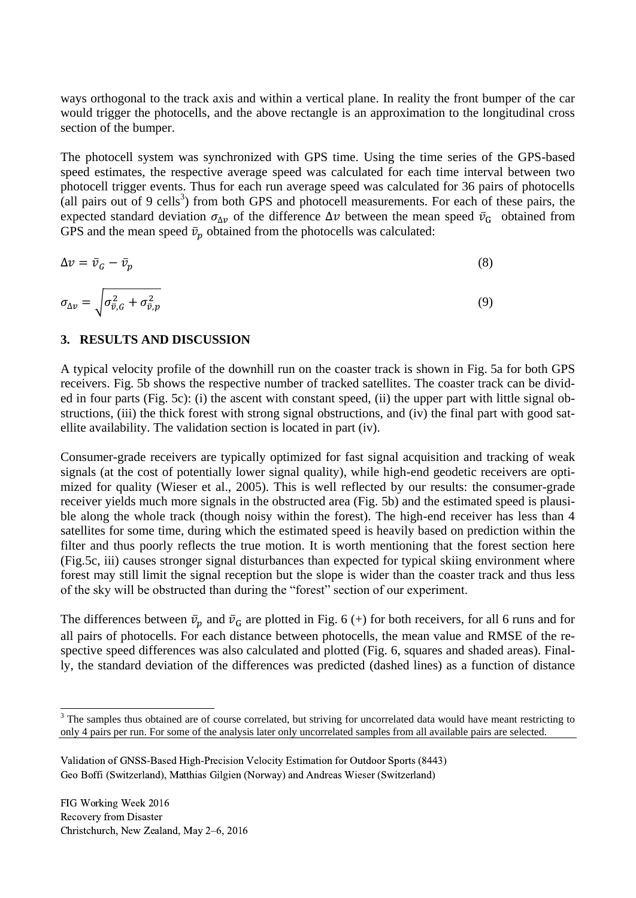ways orthogonal to the track axis and within a vertical plane. In reality the front bumper of the car would trigger the photocells, and the above rectangle is an approximation to the longitudinal cross section of the bumper.

The photocell system was synchronized with GPS time. Using the time series of the GPS-based speed estimates, the respective average speed was calculated for each time interval between two photocell trigger events. Thus for each run average speed was calculated for 36 pairs of photocells (all pairs out of 9 cells[3]) from both GPS and photocell measurements. For each of these pairs, the expected standard deviation $\sigma_{\Delta v}$ of the difference $\Delta v$ between the mean speed $\bar{v}_G$ obtained from GPS and the mean speed $\bar{v}_p$ obtained from the photocells was calculated:

$$\Delta v = \bar{v}_G - \bar{v}_p \tag{8}$$

$$\sigma_{\Delta v} = \sqrt{\sigma_{\bar{v},G}^2 + \sigma_{\bar{v},p}^2} \tag{9}$$

## 3. RESULTS AND DISCUSSION

A typical velocity profile of the downhill run on the coaster track is shown in Fig. 5a for both GPS receivers. Fig. 5b shows the respective number of tracked satellites. The coaster track can be divided in four parts (Fig. 5c): (i) the ascent with constant speed, (ii) the upper part with little signal obstructions, (iii) the thick forest with strong signal obstructions, and (iv) the final part with good satellite availability. The validation section is located in part (iv).

Consumer-grade receivers are typically optimized for fast signal acquisition and tracking of weak signals (at the cost of potentially lower signal quality), while high-end geodetic receivers are optimized for quality (Wieser et al., 2005). This is well reflected by our results: the consumer-grade receiver yields much more signals in the obstructed area (Fig. 5b) and the estimated speed is plausible along the whole track (though noisy within the forest). The high-end receiver has less than 4 satellites for some time, during which the estimated speed is heavily based on prediction within the filter and thus poorly reflects the true motion. It is worth mentioning that the forest section here (Fig.5c, iii) causes stronger signal disturbances than expected for typical skiing environment where forest may still limit the signal reception but the slope is wider than the coaster track and thus less of the sky will be obstructed than during the "forest" section of our experiment.

The differences between $\bar{v}_p$ and $\bar{v}_G$ are plotted in Fig. 6 (+) for both receivers, for all 6 runs and for all pairs of photocells. For each distance between photocells, the mean value and RMSE of the respective speed differences was also calculated and plotted (Fig. 6, squares and shaded areas). Finally, the standard deviation of the differences was predicted (dashed lines) as a function of distance

---

[3] The samples thus obtained are of course correlated, but striving for uncorrelated data would have meant restricting to only 4 pairs per run. For some of the analysis later only uncorrelated samples from all available pairs are selected.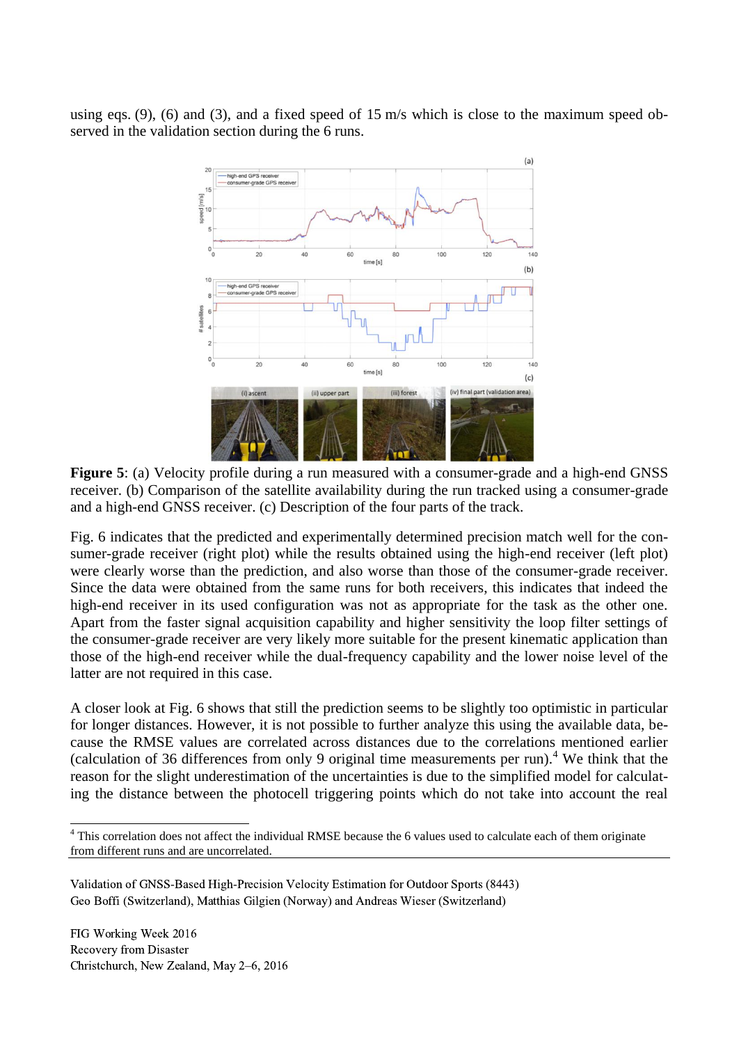using eqs. (9), (6) and (3), and a fixed speed of 15 m/s which is close to the maximum speed observed in the validation section during the 6 runs.

**Figure 5**: (a) Velocity profile during a run measured with a consumer-grade and a high-end GNSS receiver. (b) Comparison of the satellite availability during the run tracked using a consumer-grade and a high-end GNSS receiver. (c) Description of the four parts of the track.

Fig. 6 indicates that the predicted and experimentally determined precision match well for the consumer-grade receiver (right plot) while the results obtained using the high-end receiver (left plot) were clearly worse than the prediction, and also worse than those of the consumer-grade receiver. Since the data were obtained from the same runs for both receivers, this indicates that indeed the high-end receiver in its used configuration was not as appropriate for the task as the other one. Apart from the faster signal acquisition capability and higher sensitivity the loop filter settings of the consumer-grade receiver are very likely more suitable for the present kinematic application than those of the high-end receiver while the dual-frequency capability and the lower noise level of the latter are not required in this case.

A closer look at Fig. 6 shows that still the prediction seems to be slightly too optimistic in particular for longer distances. However, it is not possible to further analyze this using the available data, because the RMSE values are correlated across distances due to the correlations mentioned earlier (calculation of 36 differences from only 9 original time measurements per run).[4] We think that the reason for the slight underestimation of the uncertainties is due to the simplified model for calculating the distance between the photocell triggering points which do not take into account the real

[4] This correlation does not affect the individual RMSE because the 6 values used to calculate each of them originate from different runs and are uncorrelated.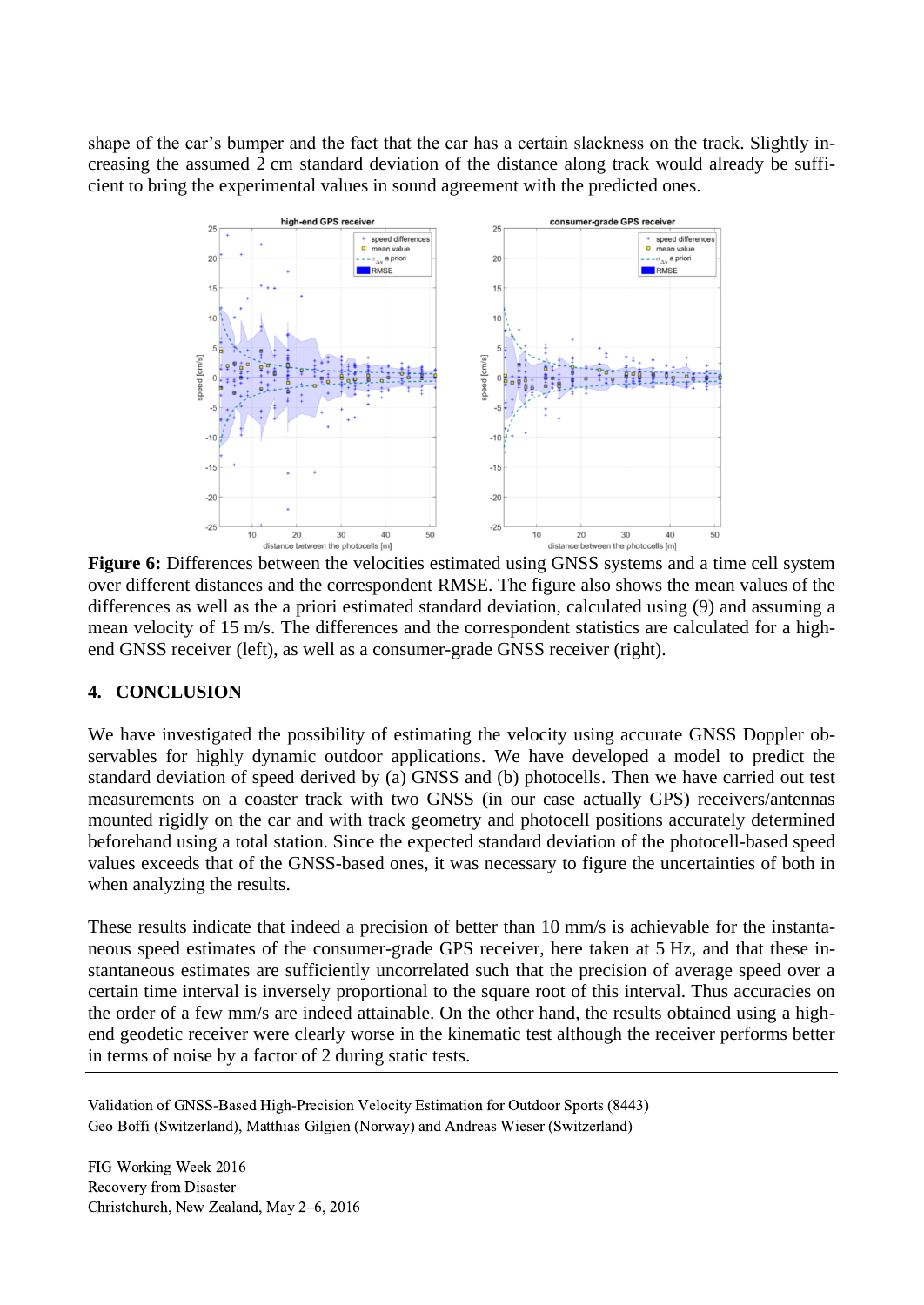shape of the car's bumper and the fact that the car has a certain slackness on the track. Slightly increasing the assumed 2 cm standard deviation of the distance along track would already be sufficient to bring the experimental values in sound agreement with the predicted ones.

**Figure 6:** Differences between the velocities estimated using GNSS systems and a time cell system over different distances and the correspondent RMSE. The figure also shows the mean values of the differences as well as the a priori estimated standard deviation, calculated using (9) and assuming a mean velocity of 15 m/s. The differences and the correspondent statistics are calculated for a high-end GNSS receiver (left), as well as a consumer-grade GNSS receiver (right).

## 4. CONCLUSION

We have investigated the possibility of estimating the velocity using accurate GNSS Doppler observables for highly dynamic outdoor applications. We have developed a model to predict the standard deviation of speed derived by (a) GNSS and (b) photocells. Then we have carried out test measurements on a coaster track with two GNSS (in our case actually GPS) receivers/antennas mounted rigidly on the car and with track geometry and photocell positions accurately determined beforehand using a total station. Since the expected standard deviation of the photocell-based speed values exceeds that of the GNSS-based ones, it was necessary to figure the uncertainties of both in when analyzing the results.

These results indicate that indeed a precision of better than 10 mm/s is achievable for the instantaneous speed estimates of the consumer-grade GPS receiver, here taken at 5 Hz, and that these instantaneous estimates are sufficiently uncorrelated such that the precision of average speed over a certain time interval is inversely proportional to the square root of this interval. Thus accuracies on the order of a few mm/s are indeed attainable. On the other hand, the results obtained using a high-end geodetic receiver were clearly worse in the kinematic test although the receiver performs better in terms of noise by a factor of 2 during static tests.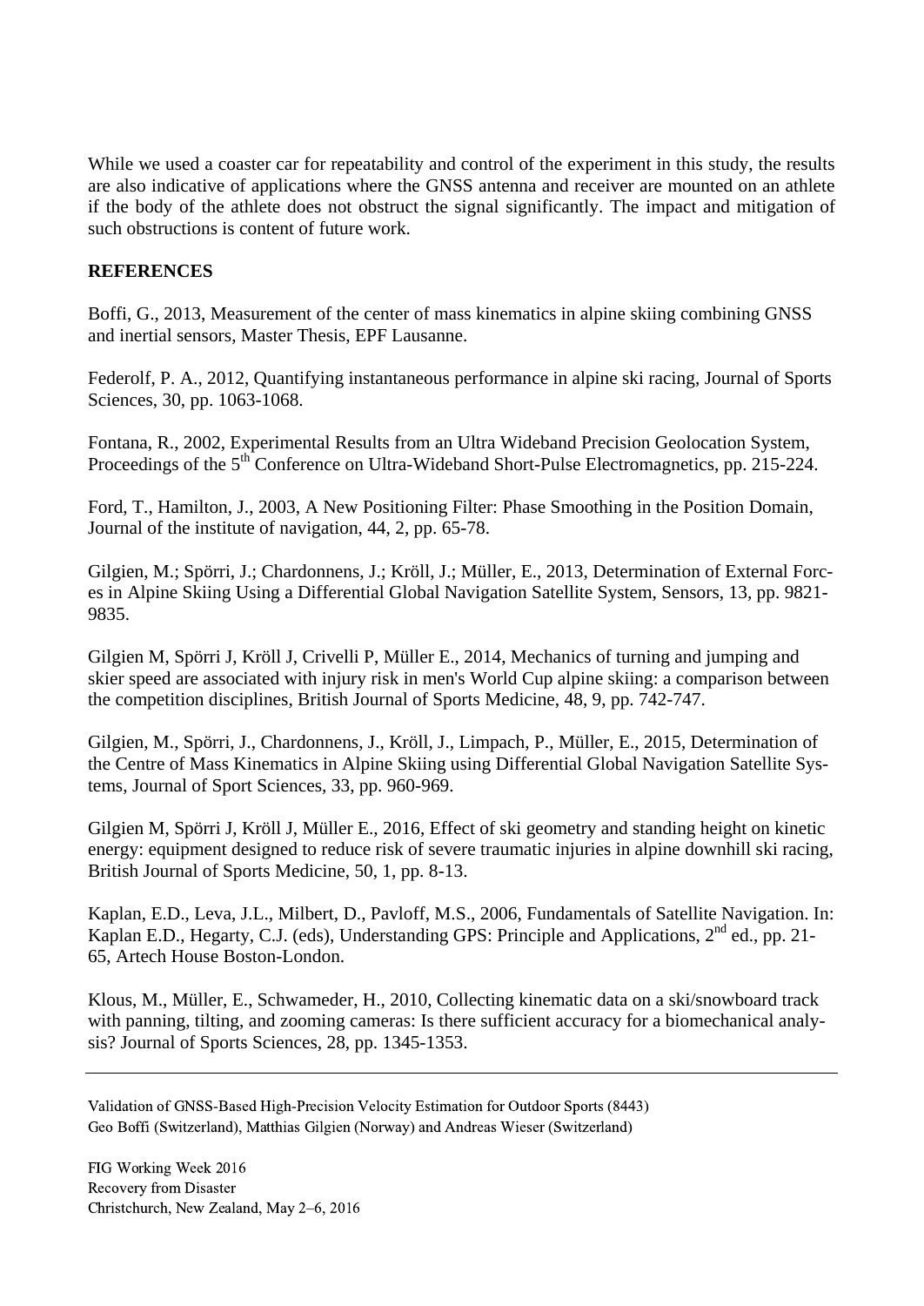While we used a coaster car for repeatability and control of the experiment in this study, the results are also indicative of applications where the GNSS antenna and receiver are mounted on an athlete if the body of the athlete does not obstruct the signal significantly. The impact and mitigation of such obstructions is content of future work.

**REFERENCES**

Boffi, G., 2013, Measurement of the center of mass kinematics in alpine skiing combining GNSS and inertial sensors, Master Thesis, EPF Lausanne.

Federolf, P. A., 2012, Quantifying instantaneous performance in alpine ski racing, Journal of Sports Sciences, 30, pp. 1063-1068.

Fontana, R., 2002, Experimental Results from an Ultra Wideband Precision Geolocation System, Proceedings of the 5th Conference on Ultra-Wideband Short-Pulse Electromagnetics, pp. 215-224.

Ford, T., Hamilton, J., 2003, A New Positioning Filter: Phase Smoothing in the Position Domain, Journal of the institute of navigation, 44, 2, pp. 65-78.

Gilgien, M.; Spörri, J.; Chardonnens, J.; Kröll, J.; Müller, E., 2013, Determination of External Forces in Alpine Skiing Using a Differential Global Navigation Satellite System, Sensors, 13, pp. 9821-9835.

Gilgien M, Spörri J, Kröll J, Crivelli P, Müller E., 2014, Mechanics of turning and jumping and skier speed are associated with injury risk in men's World Cup alpine skiing: a comparison between the competition disciplines, British Journal of Sports Medicine, 48, 9, pp. 742-747.

Gilgien, M., Spörri, J., Chardonnens, J., Kröll, J., Limpach, P., Müller, E., 2015, Determination of the Centre of Mass Kinematics in Alpine Skiing using Differential Global Navigation Satellite Systems, Journal of Sport Sciences, 33, pp. 960-969.

Gilgien M, Spörri J, Kröll J, Müller E., 2016, Effect of ski geometry and standing height on kinetic energy: equipment designed to reduce risk of severe traumatic injuries in alpine downhill ski racing, British Journal of Sports Medicine, 50, 1, pp. 8-13.

Kaplan, E.D., Leva, J.L., Milbert, D., Pavloff, M.S., 2006, Fundamentals of Satellite Navigation. In: Kaplan E.D., Hegarty, C.J. (eds), Understanding GPS: Principle and Applications, 2nd ed., pp. 21-65, Artech House Boston-London.

Klous, M., Müller, E., Schwameder, H., 2010, Collecting kinematic data on a ski/snowboard track with panning, tilting, and zooming cameras: Is there sufficient accuracy for a biomechanical analysis? Journal of Sports Sciences, 28, pp. 1345-1353.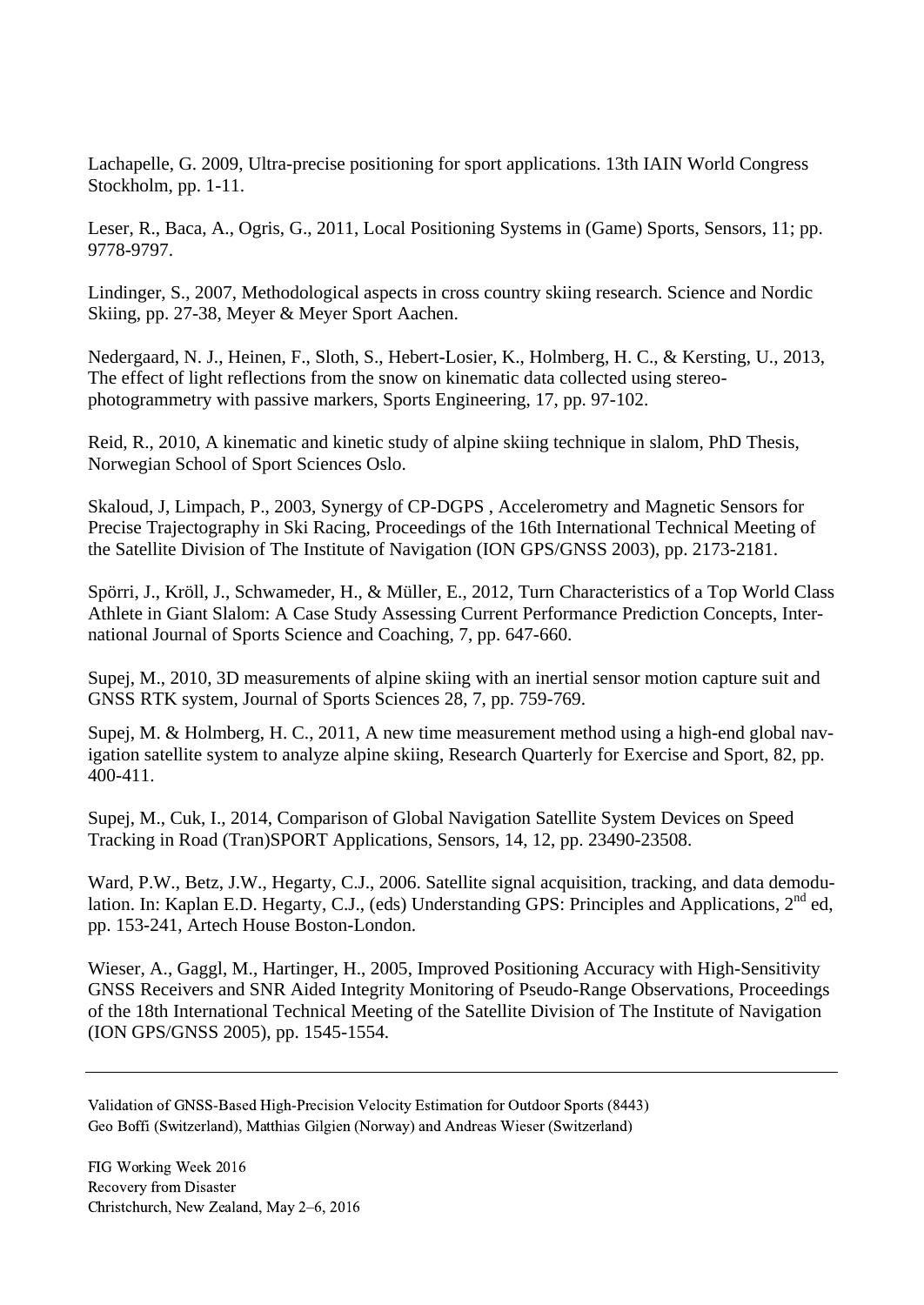Lachapelle, G. 2009, Ultra-precise positioning for sport applications. 13th IAIN World Congress Stockholm, pp. 1-11.

Leser, R., Baca, A., Ogris, G., 2011, Local Positioning Systems in (Game) Sports, Sensors, 11; pp. 9778-9797.

Lindinger, S., 2007, Methodological aspects in cross country skiing research. Science and Nordic Skiing, pp. 27-38, Meyer & Meyer Sport Aachen.

Nedergaard, N. J., Heinen, F., Sloth, S., Hebert-Losier, K., Holmberg, H. C., & Kersting, U., 2013, The effect of light reflections from the snow on kinematic data collected using stereo-photogrammetry with passive markers, Sports Engineering, 17, pp. 97-102.

Reid, R., 2010, A kinematic and kinetic study of alpine skiing technique in slalom, PhD Thesis, Norwegian School of Sport Sciences Oslo.

Skaloud, J, Limpach, P., 2003, Synergy of CP-DGPS , Accelerometry and Magnetic Sensors for Precise Trajectography in Ski Racing, Proceedings of the 16th International Technical Meeting of the Satellite Division of The Institute of Navigation (ION GPS/GNSS 2003), pp. 2173-2181.

Spörri, J., Kröll, J., Schwameder, H., & Müller, E., 2012, Turn Characteristics of a Top World Class Athlete in Giant Slalom: A Case Study Assessing Current Performance Prediction Concepts, International Journal of Sports Science and Coaching, 7, pp. 647-660.

Supej, M., 2010, 3D measurements of alpine skiing with an inertial sensor motion capture suit and GNSS RTK system, Journal of Sports Sciences 28, 7, pp. 759-769.

Supej, M. & Holmberg, H. C., 2011, A new time measurement method using a high-end global navigation satellite system to analyze alpine skiing, Research Quarterly for Exercise and Sport, 82, pp. 400-411.

Supej, M., Cuk, I., 2014, Comparison of Global Navigation Satellite System Devices on Speed Tracking in Road (Tran)SPORT Applications, Sensors, 14, 12, pp. 23490-23508.

Ward, P.W., Betz, J.W., Hegarty, C.J., 2006. Satellite signal acquisition, tracking, and data demodulation. In: Kaplan E.D. Hegarty, C.J., (eds) Understanding GPS: Principles and Applications, 2nd ed, pp. 153-241, Artech House Boston-London.

Wieser, A., Gaggl, M., Hartinger, H., 2005, Improved Positioning Accuracy with High-Sensitivity GNSS Receivers and SNR Aided Integrity Monitoring of Pseudo-Range Observations, Proceedings of the 18th International Technical Meeting of the Satellite Division of The Institute of Navigation (ION GPS/GNSS 2005), pp. 1545-1554.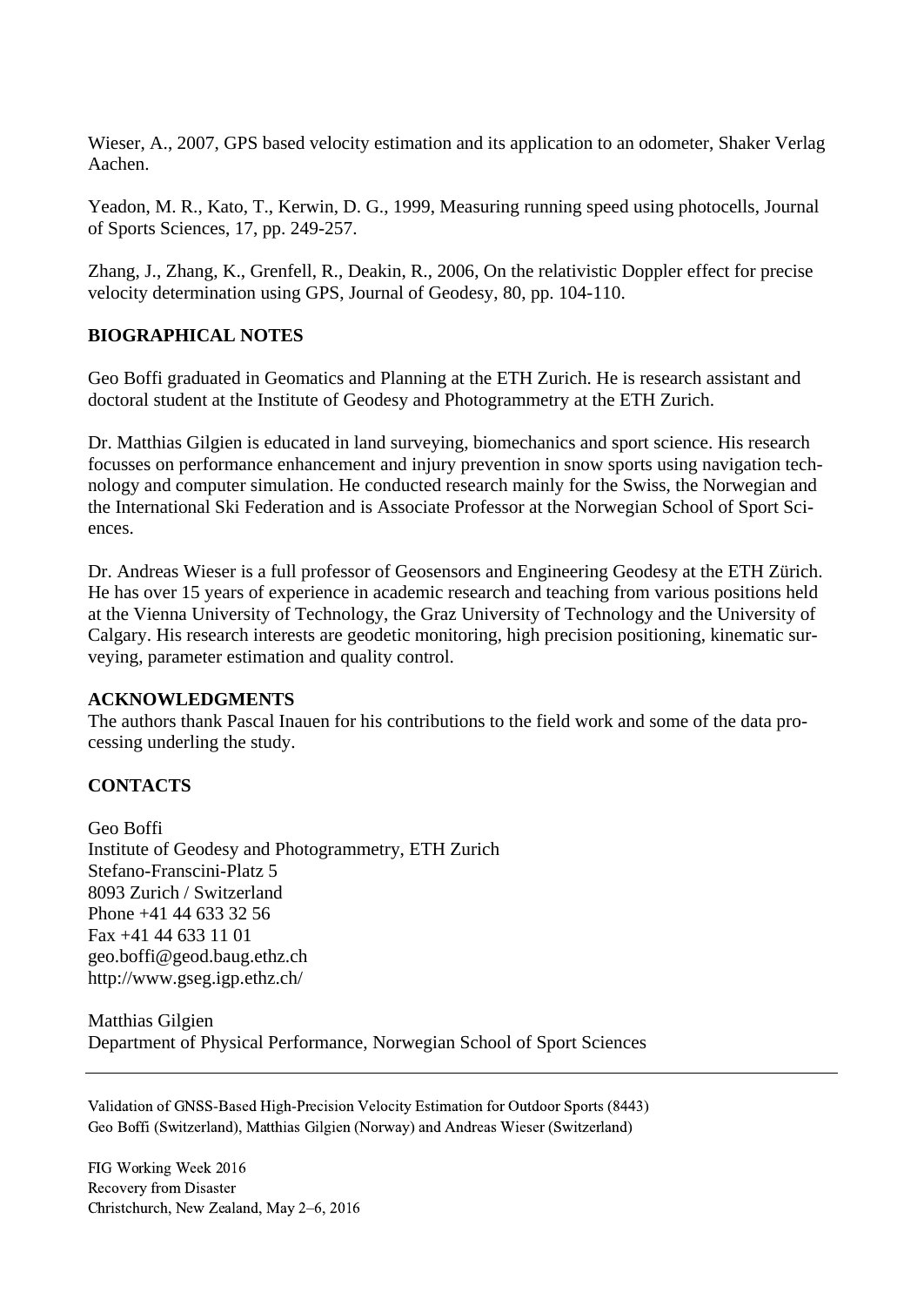Wieser, A., 2007, GPS based velocity estimation and its application to an odometer, Shaker Verlag Aachen.

Yeadon, M. R., Kato, T., Kerwin, D. G., 1999, Measuring running speed using photocells, Journal of Sports Sciences, 17, pp. 249-257.

Zhang, J., Zhang, K., Grenfell, R., Deakin, R., 2006, On the relativistic Doppler effect for precise velocity determination using GPS, Journal of Geodesy, 80, pp. 104-110.

## BIOGRAPHICAL NOTES

Geo Boffi graduated in Geomatics and Planning at the ETH Zurich. He is research assistant and doctoral student at the Institute of Geodesy and Photogrammetry at the ETH Zurich.

Dr. Matthias Gilgien is educated in land surveying, biomechanics and sport science. His research focusses on performance enhancement and injury prevention in snow sports using navigation technology and computer simulation. He conducted research mainly for the Swiss, the Norwegian and the International Ski Federation and is Associate Professor at the Norwegian School of Sport Sciences.

Dr. Andreas Wieser is a full professor of Geosensors and Engineering Geodesy at the ETH Zürich. He has over 15 years of experience in academic research and teaching from various positions held at the Vienna University of Technology, the Graz University of Technology and the University of Calgary. His research interests are geodetic monitoring, high precision positioning, kinematic surveying, parameter estimation and quality control.

## ACKNOWLEDGMENTS

The authors thank Pascal Inauen for his contributions to the field work and some of the data processing underling the study.

## CONTACTS

Geo Boffi
Institute of Geodesy and Photogrammetry, ETH Zurich
Stefano-Franscini-Platz 5
8093 Zurich / Switzerland
Phone +41 44 633 32 56
Fax +41 44 633 11 01
geo.boffi@geod.baug.ethz.ch
http://www.gseg.igp.ethz.ch/

Matthias Gilgien
Department of Physical Performance, Norwegian School of Sport Sciences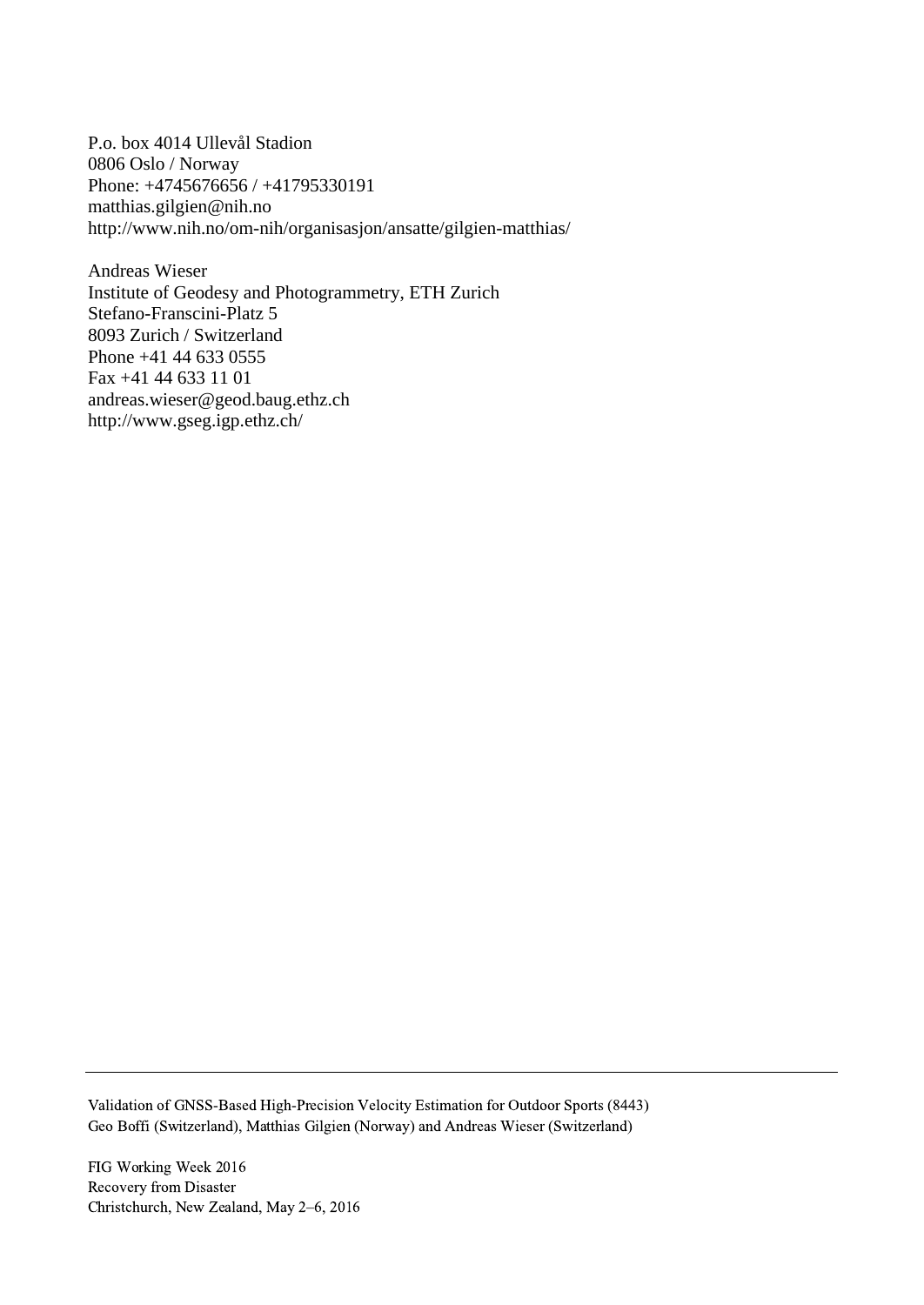P.o. box 4014 Ullevål Stadion
0806 Oslo / Norway
Phone: +4745676656 / +41795330191
matthias.gilgien@nih.no
http://www.nih.no/om-nih/organisasjon/ansatte/gilgien-matthias/

Andreas Wieser
Institute of Geodesy and Photogrammetry, ETH Zurich
Stefano-Franscini-Platz 5
8093 Zurich / Switzerland
Phone +41 44 633 0555
Fax +41 44 633 11 01
andreas.wieser@geod.baug.ethz.ch
http://www.gseg.igp.ethz.ch/